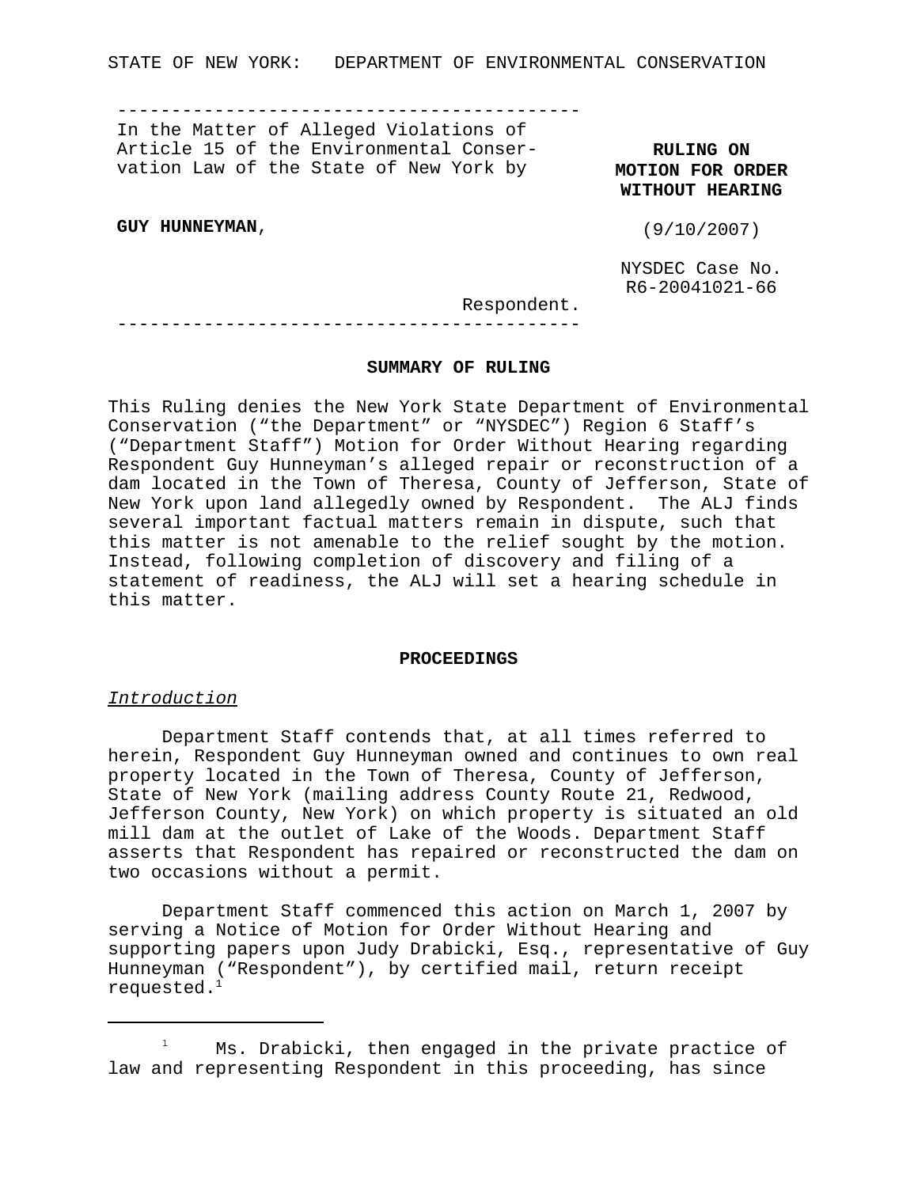STATE OF NEW YORK: DEPARTMENT OF ENVIRONMENTAL CONSERVATION

---

In the Matter of Alleged Violations of Article 15 of the Environmental Conservation Law of the State of New York by

**GUY HUNNEYMAN**,

Respondent.

---

**RULING ON MOTION FOR ORDER WITHOUT HEARING**

(9/10/2007)

NYSDEC Case No. R6-20041021-66

## SUMMARY OF RULING

This Ruling denies the New York State Department of Environmental Conservation ("the Department" or "NYSDEC") Region 6 Staff's ("Department Staff") Motion for Order Without Hearing regarding Respondent Guy Hunneyman's alleged repair or reconstruction of a dam located in the Town of Theresa, County of Jefferson, State of New York upon land allegedly owned by Respondent. The ALJ finds several important factual matters remain in dispute, such that this matter is not amenable to the relief sought by the motion. Instead, following completion of discovery and filing of a statement of readiness, the ALJ will set a hearing schedule in this matter.

## PROCEEDINGS

### *Introduction*

Department Staff contends that, at all times referred to herein, Respondent Guy Hunneyman owned and continues to own real property located in the Town of Theresa, County of Jefferson, State of New York (mailing address County Route 21, Redwood, Jefferson County, New York) on which property is situated an old mill dam at the outlet of Lake of the Woods. Department Staff asserts that Respondent has repaired or reconstructed the dam on two occasions without a permit.

Department Staff commenced this action on March 1, 2007 by serving a Notice of Motion for Order Without Hearing and supporting papers upon Judy Drabicki, Esq., representative of Guy Hunneyman ("Respondent"), by certified mail, return receipt requested.[1]

---

[1] Ms. Drabicki, then engaged in the private practice of law and representing Respondent in this proceeding, has since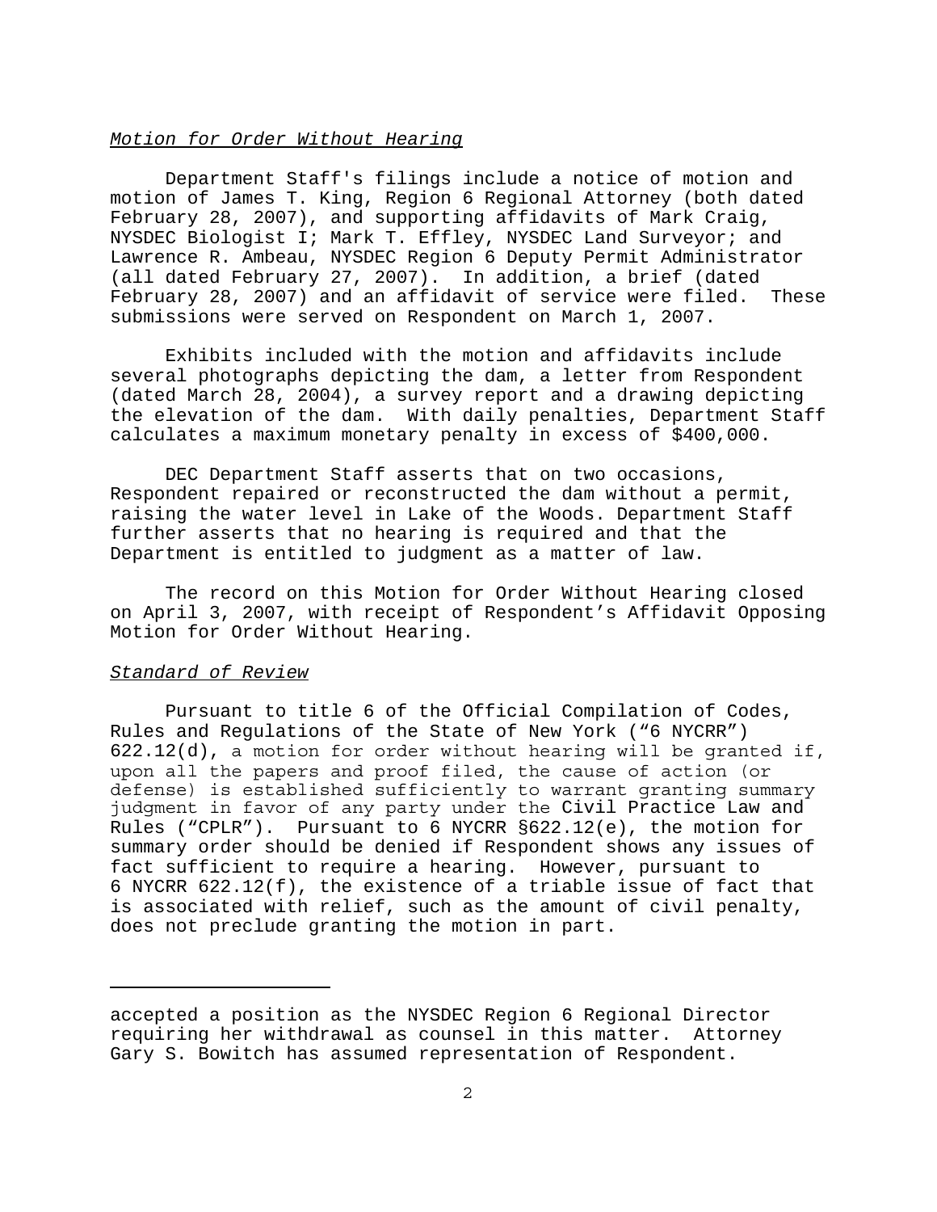*Motion for Order Without Hearing*

Department Staff's filings include a notice of motion and motion of James T. King, Region 6 Regional Attorney (both dated February 28, 2007), and supporting affidavits of Mark Craig, NYSDEC Biologist I; Mark T. Effley, NYSDEC Land Surveyor; and Lawrence R. Ambeau, NYSDEC Region 6 Deputy Permit Administrator (all dated February 27, 2007). In addition, a brief (dated February 28, 2007) and an affidavit of service were filed. These submissions were served on Respondent on March 1, 2007.

Exhibits included with the motion and affidavits include several photographs depicting the dam, a letter from Respondent (dated March 28, 2004), a survey report and a drawing depicting the elevation of the dam. With daily penalties, Department Staff calculates a maximum monetary penalty in excess of $400,000.

DEC Department Staff asserts that on two occasions, Respondent repaired or reconstructed the dam without a permit, raising the water level in Lake of the Woods. Department Staff further asserts that no hearing is required and that the Department is entitled to judgment as a matter of law.

The record on this Motion for Order Without Hearing closed on April 3, 2007, with receipt of Respondent's Affidavit Opposing Motion for Order Without Hearing.

*Standard of Review*

Pursuant to title 6 of the Official Compilation of Codes, Rules and Regulations of the State of New York ("6 NYCRR") 622.12(d), a motion for order without hearing will be granted if, upon all the papers and proof filed, the cause of action (or defense) is established sufficiently to warrant granting summary judgment in favor of any party under the Civil Practice Law and Rules ("CPLR"). Pursuant to 6 NYCRR §622.12(e), the motion for summary order should be denied if Respondent shows any issues of fact sufficient to require a hearing. However, pursuant to 6 NYCRR 622.12(f), the existence of a triable issue of fact that is associated with relief, such as the amount of civil penalty, does not preclude granting the motion in part.

---

accepted a position as the NYSDEC Region 6 Regional Director requiring her withdrawal as counsel in this matter. Attorney Gary S. Bowitch has assumed representation of Respondent.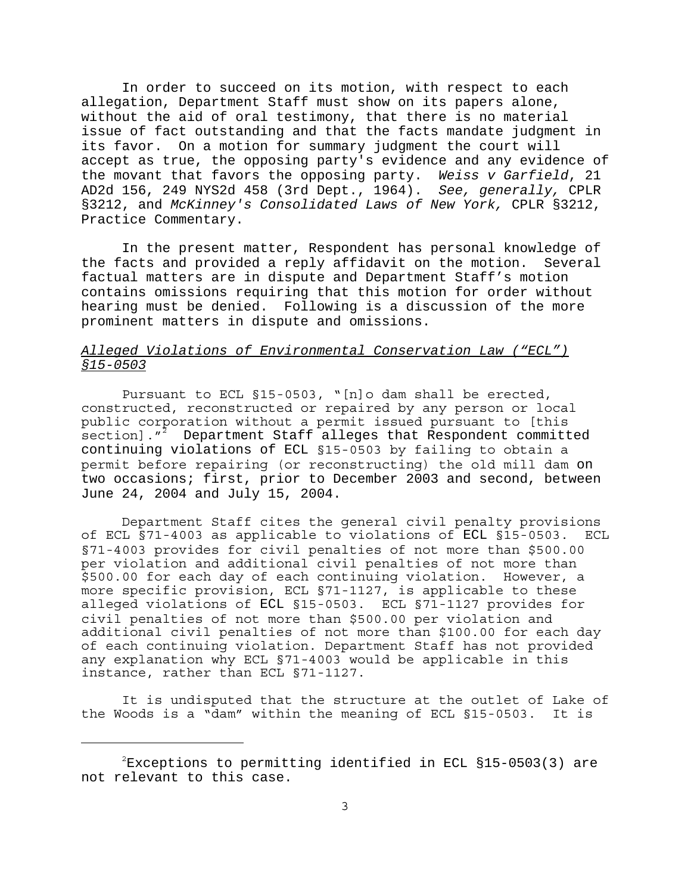In order to succeed on its motion, with respect to each allegation, Department Staff must show on its papers alone, without the aid of oral testimony, that there is no material issue of fact outstanding and that the facts mandate judgment in its favor. On a motion for summary judgment the court will accept as true, the opposing party's evidence and any evidence of the movant that favors the opposing party. *Weiss v Garfield*, 21 AD2d 156, 249 NYS2d 458 (3rd Dept., 1964). *See, generally,* CPLR §3212, and *McKinney's Consolidated Laws of New York,* CPLR §3212, Practice Commentary.

In the present matter, Respondent has personal knowledge of the facts and provided a reply affidavit on the motion. Several factual matters are in dispute and Department Staff's motion contains omissions requiring that this motion for order without hearing must be denied. Following is a discussion of the more prominent matters in dispute and omissions.

*Alleged Violations of Environmental Conservation Law ("ECL") §15-0503*

Pursuant to ECL §15-0503, "[n]o dam shall be erected, constructed, reconstructed or repaired by any person or local public corporation without a permit issued pursuant to [this section]."[2] Department Staff alleges that Respondent committed continuing violations of ECL §15-0503 by failing to obtain a permit before repairing (or reconstructing) the old mill dam on two occasions; first, prior to December 2003 and second, between June 24, 2004 and July 15, 2004.

Department Staff cites the general civil penalty provisions of ECL §71-4003 as applicable to violations of ECL §15-0503. ECL §71-4003 provides for civil penalties of not more than $500.00 per violation and additional civil penalties of not more than $500.00 for each day of each continuing violation. However, a more specific provision, ECL §71-1127, is applicable to these alleged violations of ECL §15-0503. ECL §71-1127 provides for civil penalties of not more than $500.00 per violation and additional civil penalties of not more than $100.00 for each day of each continuing violation. Department Staff has not provided any explanation why ECL §71-4003 would be applicable in this instance, rather than ECL §71-1127.

It is undisputed that the structure at the outlet of Lake of the Woods is a "dam" within the meaning of ECL §15-0503. It is

[2] Exceptions to permitting identified in ECL §15-0503(3) are not relevant to this case.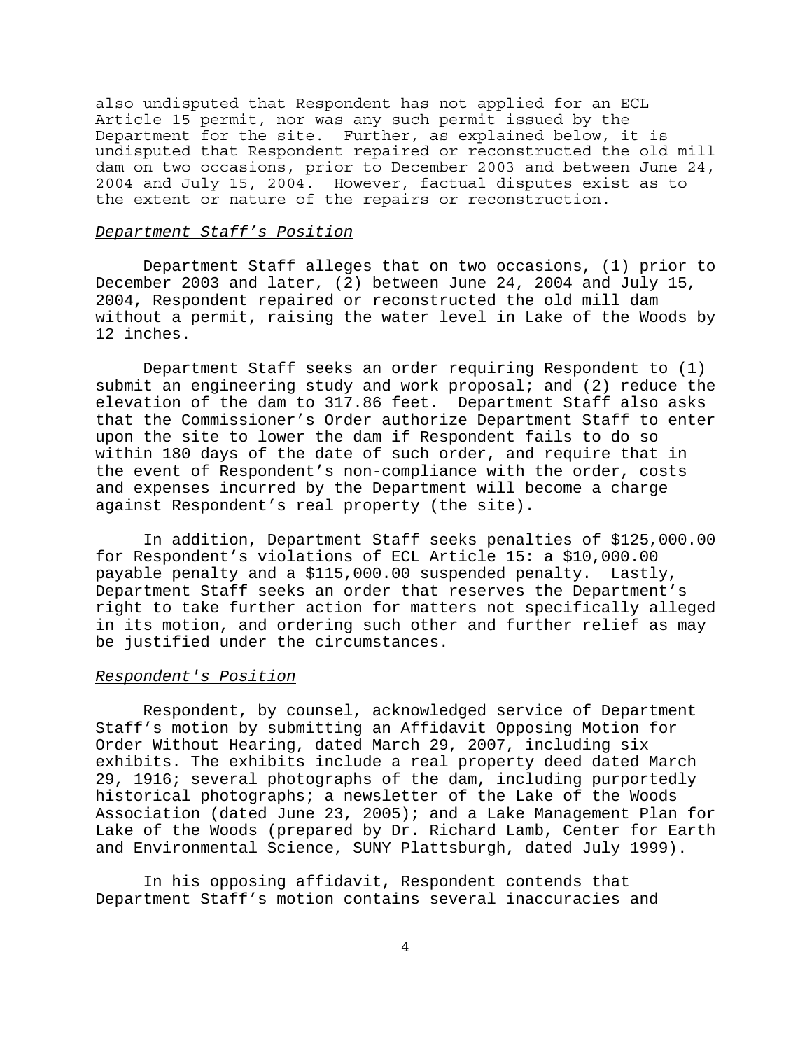also undisputed that Respondent has not applied for an ECL Article 15 permit, nor was any such permit issued by the Department for the site. Further, as explained below, it is undisputed that Respondent repaired or reconstructed the old mill dam on two occasions, prior to December 2003 and between June 24, 2004 and July 15, 2004. However, factual disputes exist as to the extent or nature of the repairs or reconstruction.

*Department Staff's Position*

Department Staff alleges that on two occasions, (1) prior to December 2003 and later, (2) between June 24, 2004 and July 15, 2004, Respondent repaired or reconstructed the old mill dam without a permit, raising the water level in Lake of the Woods by 12 inches.

Department Staff seeks an order requiring Respondent to (1) submit an engineering study and work proposal; and (2) reduce the elevation of the dam to 317.86 feet. Department Staff also asks that the Commissioner's Order authorize Department Staff to enter upon the site to lower the dam if Respondent fails to do so within 180 days of the date of such order, and require that in the event of Respondent's non-compliance with the order, costs and expenses incurred by the Department will become a charge against Respondent's real property (the site).

In addition, Department Staff seeks penalties of $125,000.00 for Respondent's violations of ECL Article 15: a $10,000.00 payable penalty and a $115,000.00 suspended penalty. Lastly, Department Staff seeks an order that reserves the Department's right to take further action for matters not specifically alleged in its motion, and ordering such other and further relief as may be justified under the circumstances.

*Respondent's Position*

Respondent, by counsel, acknowledged service of Department Staff's motion by submitting an Affidavit Opposing Motion for Order Without Hearing, dated March 29, 2007, including six exhibits. The exhibits include a real property deed dated March 29, 1916; several photographs of the dam, including purportedly historical photographs; a newsletter of the Lake of the Woods Association (dated June 23, 2005); and a Lake Management Plan for Lake of the Woods (prepared by Dr. Richard Lamb, Center for Earth and Environmental Science, SUNY Plattsburgh, dated July 1999).

In his opposing affidavit, Respondent contends that Department Staff's motion contains several inaccuracies and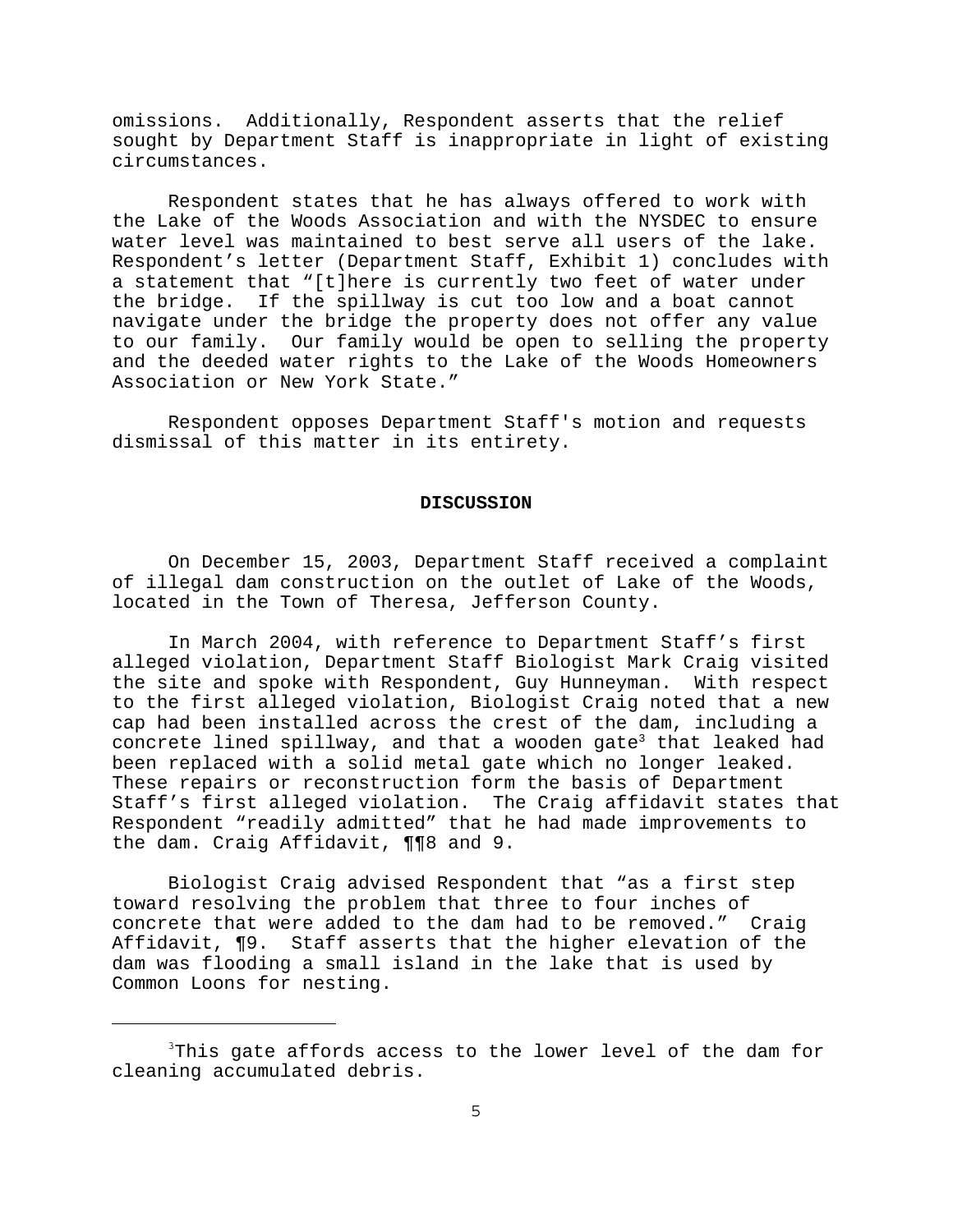omissions. Additionally, Respondent asserts that the relief sought by Department Staff is inappropriate in light of existing circumstances.

Respondent states that he has always offered to work with the Lake of the Woods Association and with the NYSDEC to ensure water level was maintained to best serve all users of the lake. Respondent's letter (Department Staff, Exhibit 1) concludes with a statement that "[t]here is currently two feet of water under the bridge. If the spillway is cut too low and a boat cannot navigate under the bridge the property does not offer any value to our family. Our family would be open to selling the property and the deeded water rights to the Lake of the Woods Homeowners Association or New York State."

Respondent opposes Department Staff's motion and requests dismissal of this matter in its entirety.

**DISCUSSION**

On December 15, 2003, Department Staff received a complaint of illegal dam construction on the outlet of Lake of the Woods, located in the Town of Theresa, Jefferson County.

In March 2004, with reference to Department Staff's first alleged violation, Department Staff Biologist Mark Craig visited the site and spoke with Respondent, Guy Hunneyman. With respect to the first alleged violation, Biologist Craig noted that a new cap had been installed across the crest of the dam, including a concrete lined spillway, and that a wooden gate[3] that leaked had been replaced with a solid metal gate which no longer leaked. These repairs or reconstruction form the basis of Department Staff's first alleged violation. The Craig affidavit states that Respondent "readily admitted" that he had made improvements to the dam. Craig Affidavit, ¶¶8 and 9.

Biologist Craig advised Respondent that "as a first step toward resolving the problem that three to four inches of concrete that were added to the dam had to be removed." Craig Affidavit, ¶9. Staff asserts that the higher elevation of the dam was flooding a small island in the lake that is used by Common Loons for nesting.

[3] This gate affords access to the lower level of the dam for cleaning accumulated debris.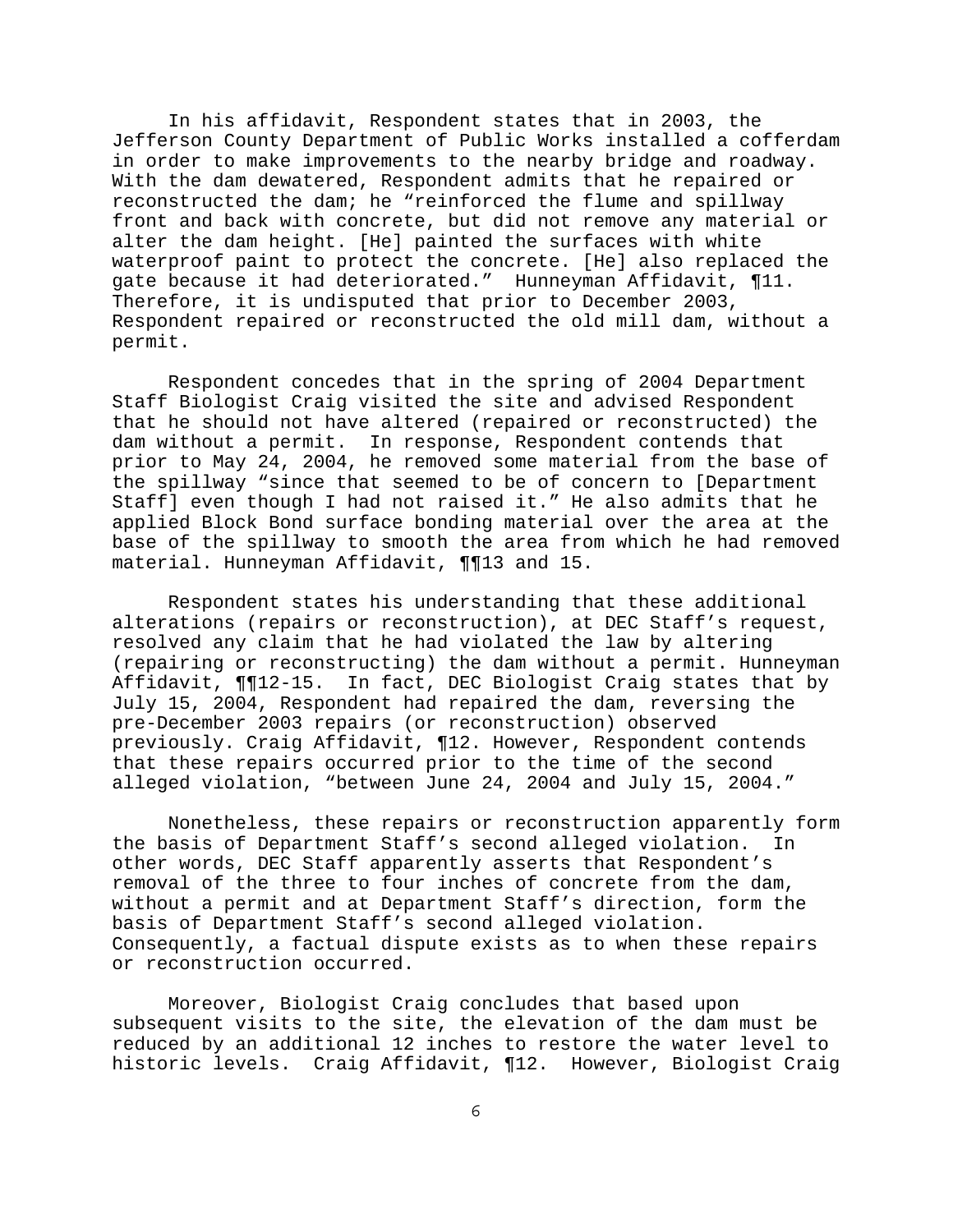In his affidavit, Respondent states that in 2003, the Jefferson County Department of Public Works installed a cofferdam in order to make improvements to the nearby bridge and roadway. With the dam dewatered, Respondent admits that he repaired or reconstructed the dam; he "reinforced the flume and spillway front and back with concrete, but did not remove any material or alter the dam height. [He] painted the surfaces with white waterproof paint to protect the concrete. [He] also replaced the gate because it had deteriorated." Hunneyman Affidavit, ¶11. Therefore, it is undisputed that prior to December 2003, Respondent repaired or reconstructed the old mill dam, without a permit.

Respondent concedes that in the spring of 2004 Department Staff Biologist Craig visited the site and advised Respondent that he should not have altered (repaired or reconstructed) the dam without a permit. In response, Respondent contends that prior to May 24, 2004, he removed some material from the base of the spillway "since that seemed to be of concern to [Department Staff] even though I had not raised it." He also admits that he applied Block Bond surface bonding material over the area at the base of the spillway to smooth the area from which he had removed material. Hunneyman Affidavit, ¶¶13 and 15.

Respondent states his understanding that these additional alterations (repairs or reconstruction), at DEC Staff's request, resolved any claim that he had violated the law by altering (repairing or reconstructing) the dam without a permit. Hunneyman Affidavit, ¶¶12-15. In fact, DEC Biologist Craig states that by July 15, 2004, Respondent had repaired the dam, reversing the pre-December 2003 repairs (or reconstruction) observed previously. Craig Affidavit, ¶12. However, Respondent contends that these repairs occurred prior to the time of the second alleged violation, "between June 24, 2004 and July 15, 2004."

Nonetheless, these repairs or reconstruction apparently form the basis of Department Staff's second alleged violation. In other words, DEC Staff apparently asserts that Respondent's removal of the three to four inches of concrete from the dam, without a permit and at Department Staff's direction, form the basis of Department Staff's second alleged violation. Consequently, a factual dispute exists as to when these repairs or reconstruction occurred.

Moreover, Biologist Craig concludes that based upon subsequent visits to the site, the elevation of the dam must be reduced by an additional 12 inches to restore the water level to historic levels. Craig Affidavit, ¶12. However, Biologist Craig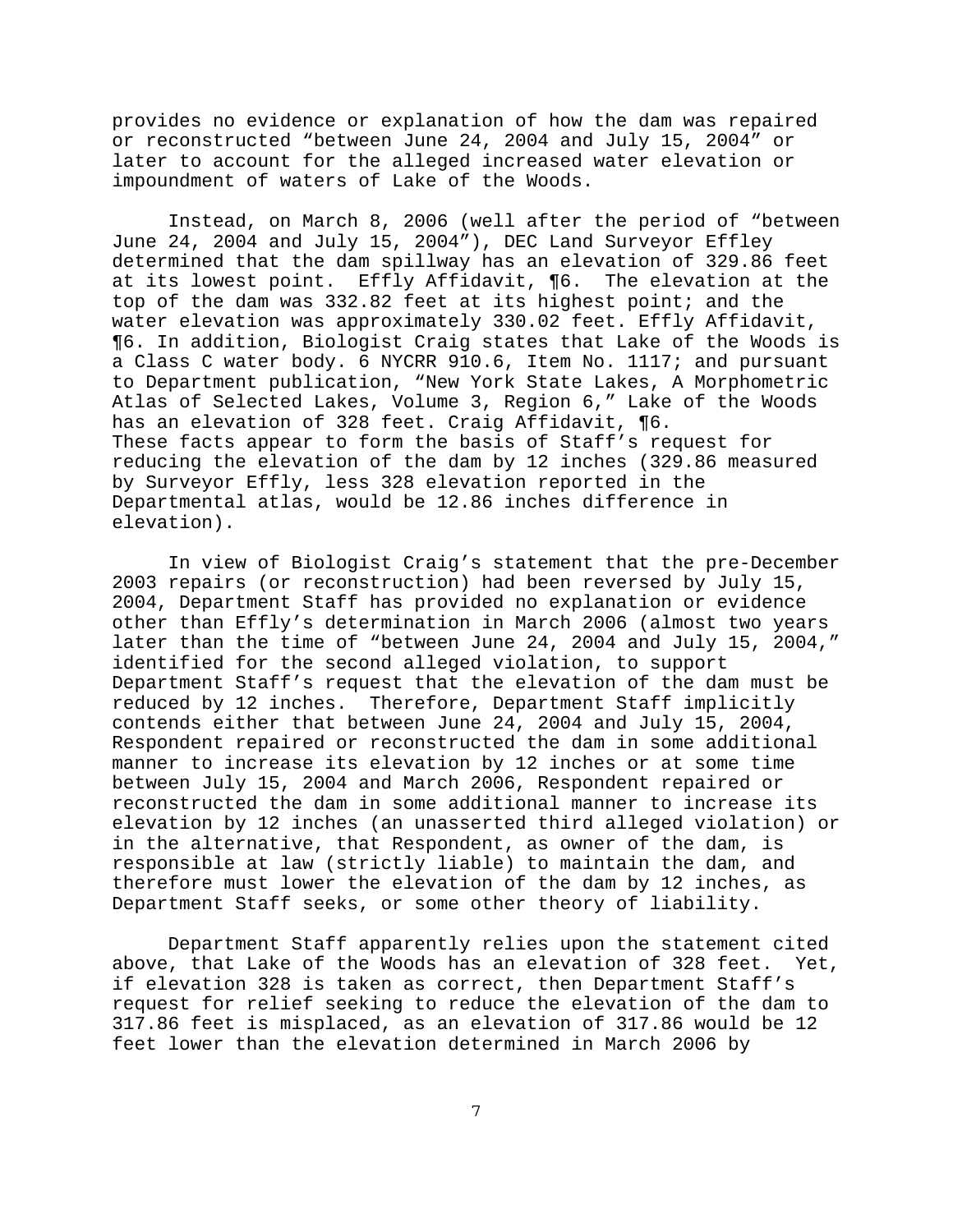provides no evidence or explanation of how the dam was repaired or reconstructed "between June 24, 2004 and July 15, 2004" or later to account for the alleged increased water elevation or impoundment of waters of Lake of the Woods.

Instead, on March 8, 2006 (well after the period of "between June 24, 2004 and July 15, 2004"), DEC Land Surveyor Effley determined that the dam spillway has an elevation of 329.86 feet at its lowest point. Effly Affidavit, ¶6. The elevation at the top of the dam was 332.82 feet at its highest point; and the water elevation was approximately 330.02 feet. Effly Affidavit, ¶6. In addition, Biologist Craig states that Lake of the Woods is a Class C water body. 6 NYCRR 910.6, Item No. 1117; and pursuant to Department publication, "New York State Lakes, A Morphometric Atlas of Selected Lakes, Volume 3, Region 6," Lake of the Woods has an elevation of 328 feet. Craig Affidavit, ¶6. These facts appear to form the basis of Staff's request for reducing the elevation of the dam by 12 inches (329.86 measured by Surveyor Effly, less 328 elevation reported in the Departmental atlas, would be 12.86 inches difference in elevation).

In view of Biologist Craig's statement that the pre-December 2003 repairs (or reconstruction) had been reversed by July 15, 2004, Department Staff has provided no explanation or evidence other than Effly's determination in March 2006 (almost two years later than the time of "between June 24, 2004 and July 15, 2004," identified for the second alleged violation, to support Department Staff's request that the elevation of the dam must be reduced by 12 inches. Therefore, Department Staff implicitly contends either that between June 24, 2004 and July 15, 2004, Respondent repaired or reconstructed the dam in some additional manner to increase its elevation by 12 inches or at some time between July 15, 2004 and March 2006, Respondent repaired or reconstructed the dam in some additional manner to increase its elevation by 12 inches (an unasserted third alleged violation) or in the alternative, that Respondent, as owner of the dam, is responsible at law (strictly liable) to maintain the dam, and therefore must lower the elevation of the dam by 12 inches, as Department Staff seeks, or some other theory of liability.

Department Staff apparently relies upon the statement cited above, that Lake of the Woods has an elevation of 328 feet. Yet, if elevation 328 is taken as correct, then Department Staff's request for relief seeking to reduce the elevation of the dam to 317.86 feet is misplaced, as an elevation of 317.86 would be 12 feet lower than the elevation determined in March 2006 by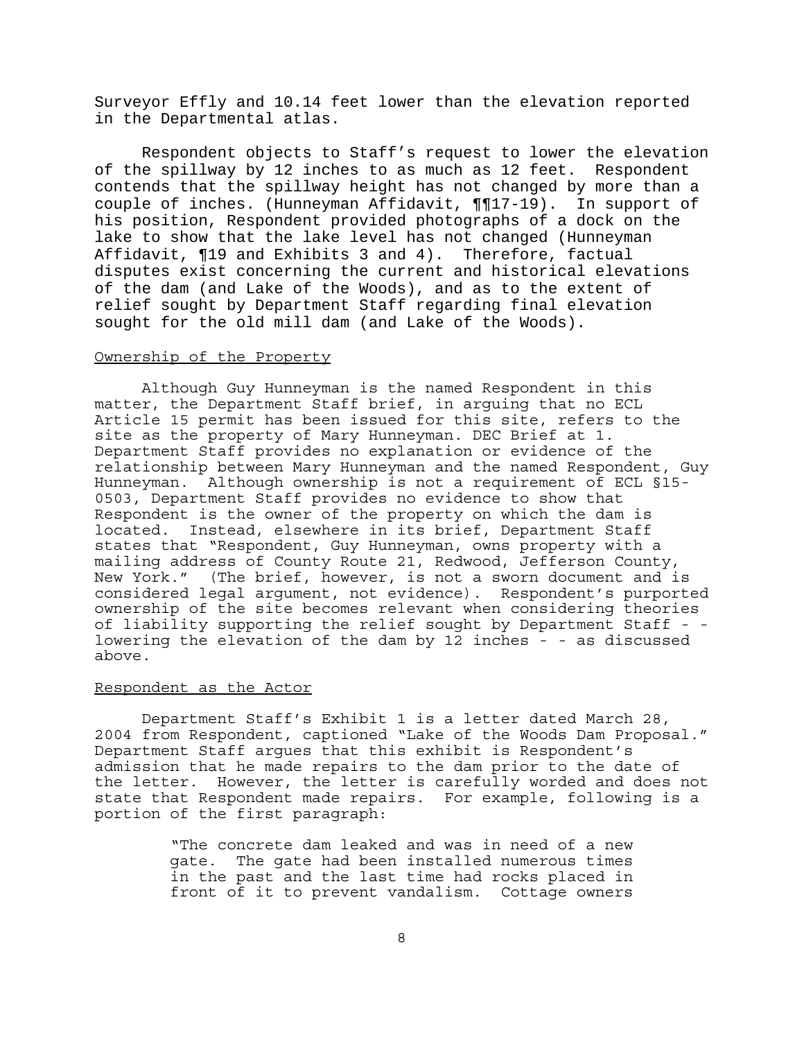Surveyor Effly and 10.14 feet lower than the elevation reported in the Departmental atlas.

Respondent objects to Staff's request to lower the elevation of the spillway by 12 inches to as much as 12 feet. Respondent contends that the spillway height has not changed by more than a couple of inches. (Hunneyman Affidavit, ¶¶17-19). In support of his position, Respondent provided photographs of a dock on the lake to show that the lake level has not changed (Hunneyman Affidavit, ¶19 and Exhibits 3 and 4). Therefore, factual disputes exist concerning the current and historical elevations of the dam (and Lake of the Woods), and as to the extent of relief sought by Department Staff regarding final elevation sought for the old mill dam (and Lake of the Woods).

### Ownership of the Property

Although Guy Hunneyman is the named Respondent in this matter, the Department Staff brief, in arguing that no ECL Article 15 permit has been issued for this site, refers to the site as the property of Mary Hunneyman. DEC Brief at 1. Department Staff provides no explanation or evidence of the relationship between Mary Hunneyman and the named Respondent, Guy Hunneyman. Although ownership is not a requirement of ECL §15-0503, Department Staff provides no evidence to show that Respondent is the owner of the property on which the dam is located. Instead, elsewhere in its brief, Department Staff states that "Respondent, Guy Hunneyman, owns property with a mailing address of County Route 21, Redwood, Jefferson County, New York." (The brief, however, is not a sworn document and is considered legal argument, not evidence). Respondent's purported ownership of the site becomes relevant when considering theories of liability supporting the relief sought by Department Staff - - lowering the elevation of the dam by 12 inches - - as discussed above.

### Respondent as the Actor

Department Staff's Exhibit 1 is a letter dated March 28, 2004 from Respondent, captioned "Lake of the Woods Dam Proposal." Department Staff argues that this exhibit is Respondent's admission that he made repairs to the dam prior to the date of the letter. However, the letter is carefully worded and does not state that Respondent made repairs. For example, following is a portion of the first paragraph:

> "The concrete dam leaked and was in need of a new gate. The gate had been installed numerous times in the past and the last time had rocks placed in front of it to prevent vandalism. Cottage owners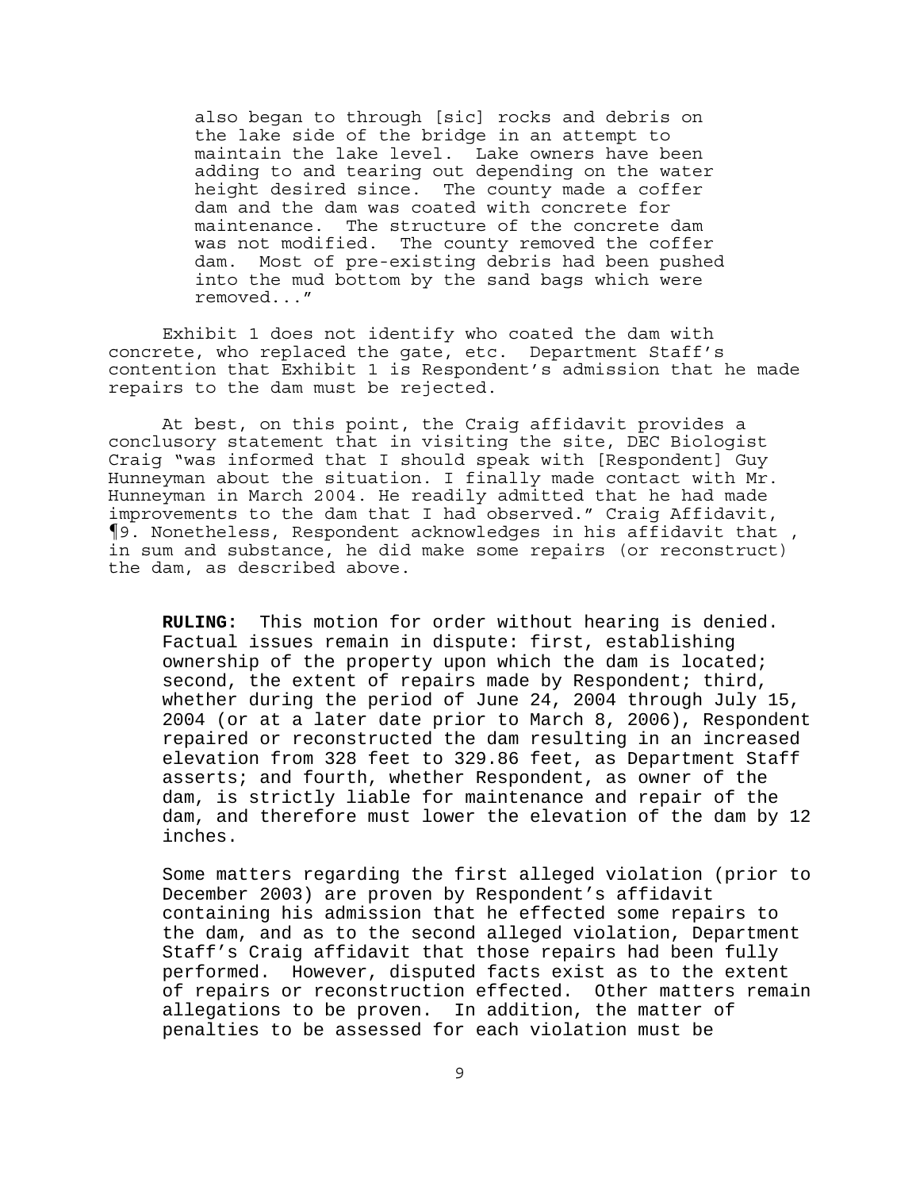> also began to through [sic] rocks and debris on the lake side of the bridge in an attempt to maintain the lake level. Lake owners have been adding to and tearing out depending on the water height desired since. The county made a coffer dam and the dam was coated with concrete for maintenance. The structure of the concrete dam was not modified. The county removed the coffer dam. Most of pre-existing debris had been pushed into the mud bottom by the sand bags which were removed..."

Exhibit 1 does not identify who coated the dam with concrete, who replaced the gate, etc. Department Staff's contention that Exhibit 1 is Respondent's admission that he made repairs to the dam must be rejected.

At best, on this point, the Craig affidavit provides a conclusory statement that in visiting the site, DEC Biologist Craig "was informed that I should speak with [Respondent] Guy Hunneyman about the situation. I finally made contact with Mr. Hunneyman in March 2004. He readily admitted that he had made improvements to the dam that I had observed." Craig Affidavit, ¶9. Nonetheless, Respondent acknowledges in his affidavit that , in sum and substance, he did make some repairs (or reconstruct) the dam, as described above.

> **RULING:** This motion for order without hearing is denied. Factual issues remain in dispute: first, establishing ownership of the property upon which the dam is located; second, the extent of repairs made by Respondent; third, whether during the period of June 24, 2004 through July 15, 2004 (or at a later date prior to March 8, 2006), Respondent repaired or reconstructed the dam resulting in an increased elevation from 328 feet to 329.86 feet, as Department Staff asserts; and fourth, whether Respondent, as owner of the dam, is strictly liable for maintenance and repair of the dam, and therefore must lower the elevation of the dam by 12 inches.
>
> Some matters regarding the first alleged violation (prior to December 2003) are proven by Respondent's affidavit containing his admission that he effected some repairs to the dam, and as to the second alleged violation, Department Staff's Craig affidavit that those repairs had been fully performed. However, disputed facts exist as to the extent of repairs or reconstruction effected. Other matters remain allegations to be proven. In addition, the matter of penalties to be assessed for each violation must be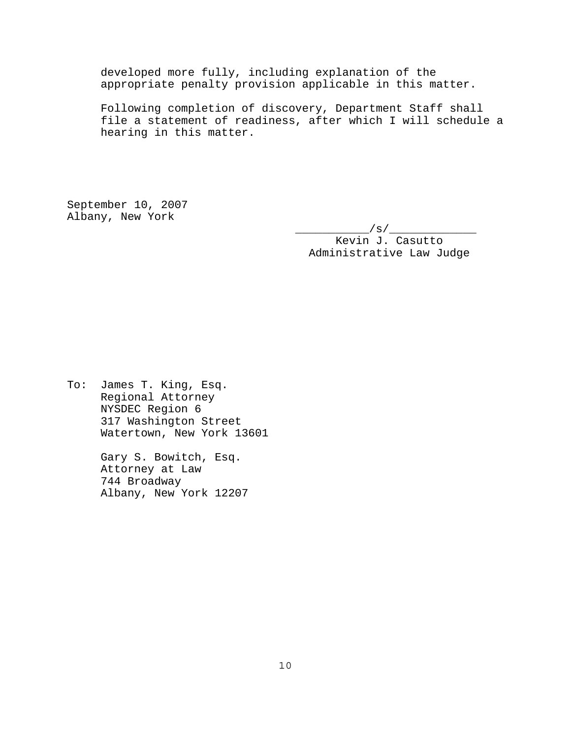developed more fully, including explanation of the appropriate penalty provision applicable in this matter.

Following completion of discovery, Department Staff shall file a statement of readiness, after which I will schedule a hearing in this matter.

September 10, 2007
Albany, New York

___________/s/_____________
Kevin J. Casutto
Administrative Law Judge

To: James T. King, Esq.
Regional Attorney
NYSDEC Region 6
317 Washington Street
Watertown, New York 13601

Gary S. Bowitch, Esq.
Attorney at Law
744 Broadway
Albany, New York 12207